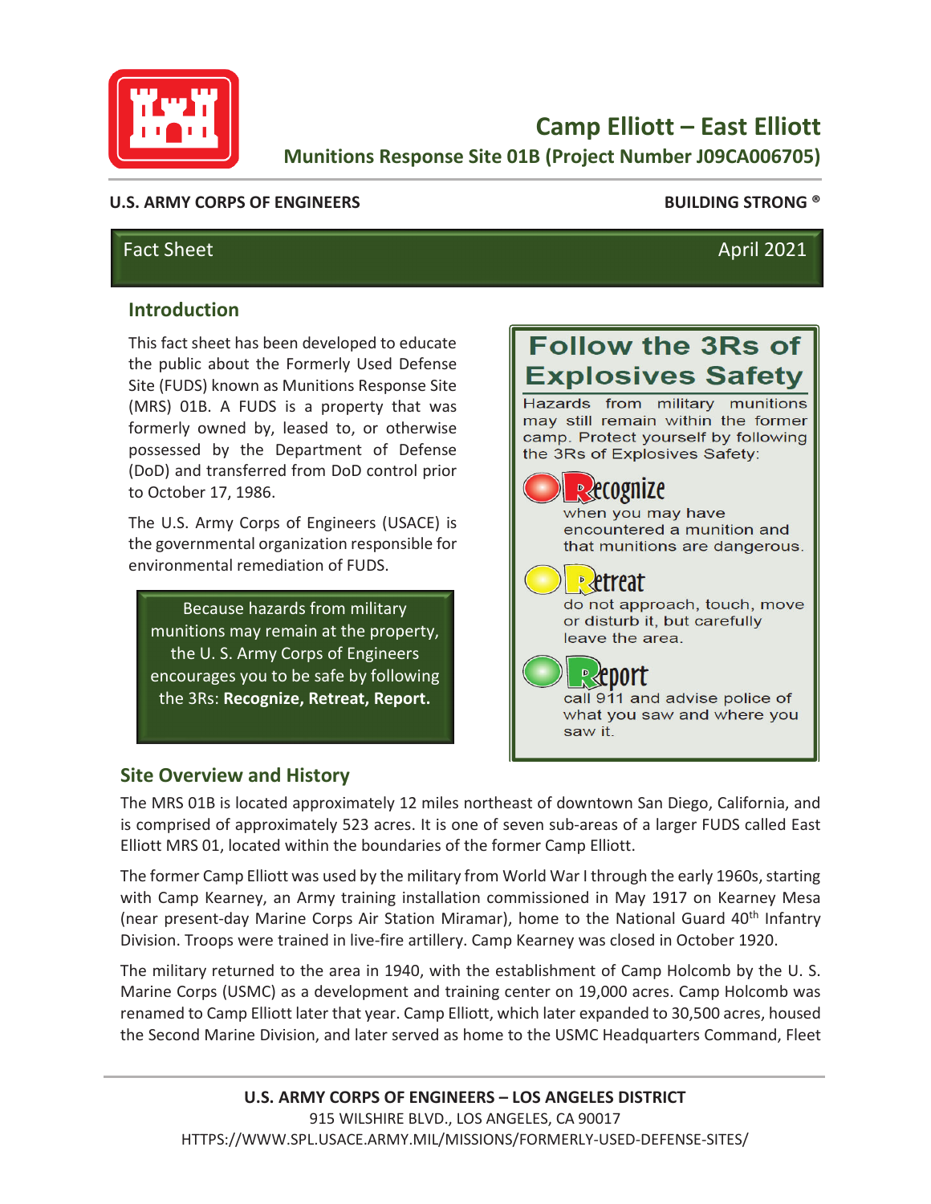# Camp Elliott – East Elliott

## Munitions Response Site 01B (Project Number J09CA006705)

**U.S. ARMY CORPS OF ENGINEERS** **BUILDING STRONG ®**

Fact Sheet April 2021

## Introduction

This fact sheet has been developed to educate the public about the Formerly Used Defense Site (FUDS) known as Munitions Response Site (MRS) 01B. A FUDS is a property that was formerly owned by, leased to, or otherwise possessed by the Department of Defense (DoD) and transferred from DoD control prior to October 17, 1986.

The U.S. Army Corps of Engineers (USACE) is the governmental organization responsible for environmental remediation of FUDS.

Because hazards from military munitions may remain at the property, the U. S. Army Corps of Engineers encourages you to be safe by following the 3Rs: **Recognize, Retreat, Report.**

### Follow the 3Rs of Explosives Safety

Hazards from military munitions may still remain within the former camp. Protect yourself by following the 3Rs of Explosives Safety:

- **Recognize** when you may have encountered a munition and that munitions are dangerous.
- **Retreat** do not approach, touch, move or disturb it, but carefully leave the area.
- **Report** call 911 and advise police of what you saw and where you saw it.

## Site Overview and History

The MRS 01B is located approximately 12 miles northeast of downtown San Diego, California, and is comprised of approximately 523 acres. It is one of seven sub-areas of a larger FUDS called East Elliott MRS 01, located within the boundaries of the former Camp Elliott.

The former Camp Elliott was used by the military from World War I through the early 1960s, starting with Camp Kearney, an Army training installation commissioned in May 1917 on Kearney Mesa (near present-day Marine Corps Air Station Miramar), home to the National Guard 40th Infantry Division. Troops were trained in live-fire artillery. Camp Kearney was closed in October 1920.

The military returned to the area in 1940, with the establishment of Camp Holcomb by the U. S. Marine Corps (USMC) as a development and training center on 19,000 acres. Camp Holcomb was renamed to Camp Elliott later that year. Camp Elliott, which later expanded to 30,500 acres, housed the Second Marine Division, and later served as home to the USMC Headquarters Command, Fleet

**U.S. ARMY CORPS OF ENGINEERS – LOS ANGELES DISTRICT**
915 WILSHIRE BLVD., LOS ANGELES, CA 90017
HTTPS://WWW.SPL.USACE.ARMY.MIL/MISSIONS/FORMERLY-USED-DEFENSE-SITES/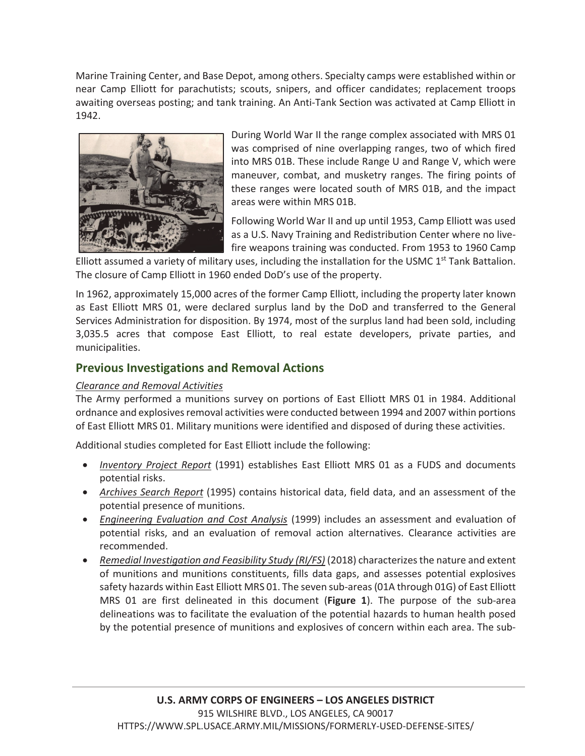Marine Training Center, and Base Depot, among others. Specialty camps were established within or near Camp Elliott for parachutists; scouts, snipers, and officer candidates; replacement troops awaiting overseas posting; and tank training. An Anti-Tank Section was activated at Camp Elliott in 1942.

During World War II the range complex associated with MRS 01 was comprised of nine overlapping ranges, two of which fired into MRS 01B. These include Range U and Range V, which were maneuver, combat, and musketry ranges. The firing points of these ranges were located south of MRS 01B, and the impact areas were within MRS 01B.

Following World War II and up until 1953, Camp Elliott was used as a U.S. Navy Training and Redistribution Center where no live-fire weapons training was conducted. From 1953 to 1960 Camp Elliott assumed a variety of military uses, including the installation for the USMC 1st Tank Battalion. The closure of Camp Elliott in 1960 ended DoD's use of the property.

In 1962, approximately 15,000 acres of the former Camp Elliott, including the property later known as East Elliott MRS 01, were declared surplus land by the DoD and transferred to the General Services Administration for disposition. By 1974, most of the surplus land had been sold, including 3,035.5 acres that compose East Elliott, to real estate developers, private parties, and municipalities.

## Previous Investigations and Removal Actions

*Clearance and Removal Activities*

The Army performed a munitions survey on portions of East Elliott MRS 01 in 1984. Additional ordnance and explosives removal activities were conducted between 1994 and 2007 within portions of East Elliott MRS 01. Military munitions were identified and disposed of during these activities.

Additional studies completed for East Elliott include the following:

- *Inventory Project Report* (1991) establishes East Elliott MRS 01 as a FUDS and documents potential risks.
- *Archives Search Report* (1995) contains historical data, field data, and an assessment of the potential presence of munitions.
- *Engineering Evaluation and Cost Analysis* (1999) includes an assessment and evaluation of potential risks, and an evaluation of removal action alternatives. Clearance activities are recommended.
- *Remedial Investigation and Feasibility Study (RI/FS)* (2018) characterizes the nature and extent of munitions and munitions constituents, fills data gaps, and assesses potential explosives safety hazards within East Elliott MRS 01. The seven sub-areas (01A through 01G) of East Elliott MRS 01 are first delineated in this document (**Figure 1**). The purpose of the sub-area delineations was to facilitate the evaluation of the potential hazards to human health posed by the potential presence of munitions and explosives of concern within each area. The sub-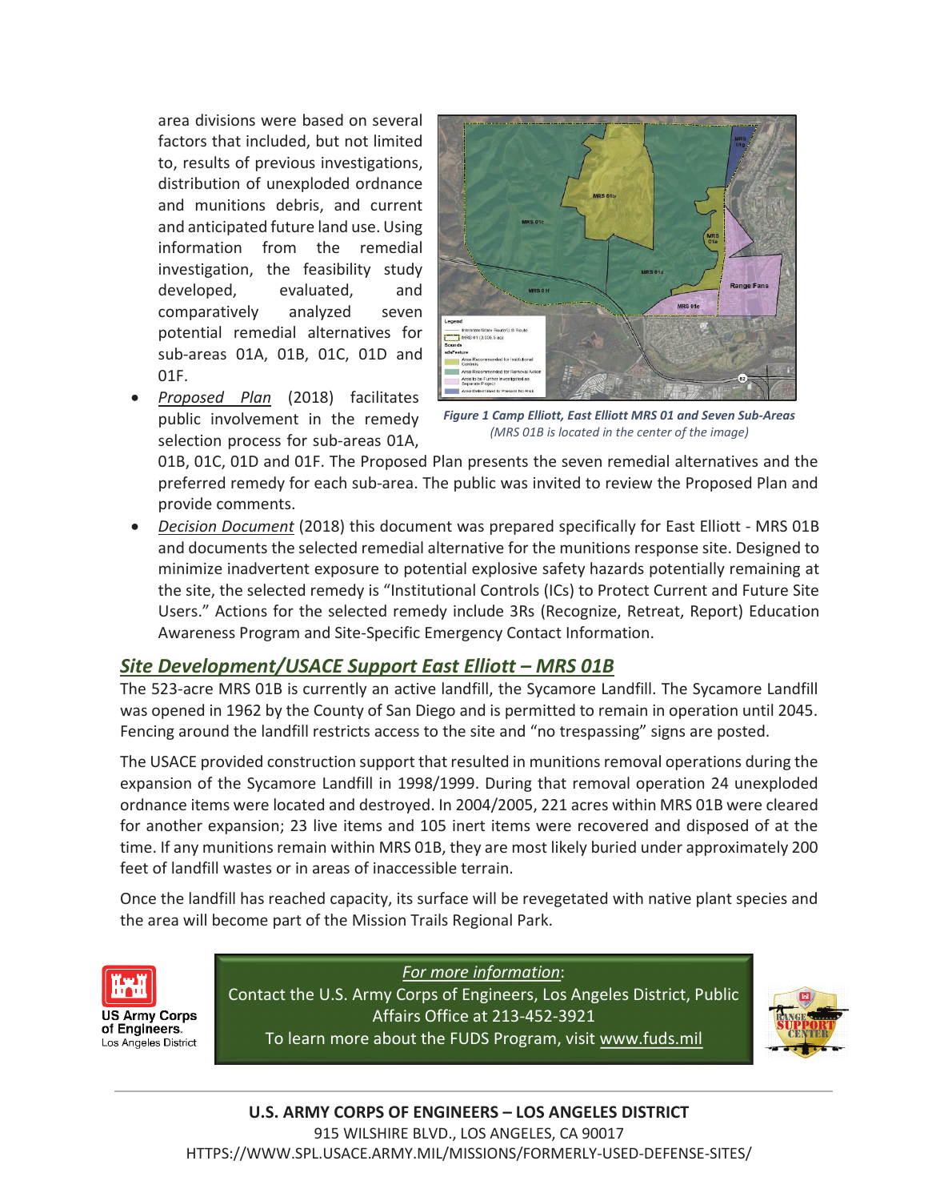area divisions were based on several factors that included, but not limited to, results of previous investigations, distribution of unexploded ordnance and munitions debris, and current and anticipated future land use. Using information from the remedial investigation, the feasibility study developed, evaluated, and comparatively analyzed seven potential remedial alternatives for sub-areas 01A, 01B, 01C, 01D and 01F.

- *Proposed Plan* (2018) facilitates public involvement in the remedy selection process for sub-areas 01A, 01B, 01C, 01D and 01F. The Proposed Plan presents the seven remedial alternatives and the preferred remedy for each sub-area. The public was invited to review the Proposed Plan and provide comments.
- *Decision Document* (2018) this document was prepared specifically for East Elliott - MRS 01B and documents the selected remedial alternative for the munitions response site. Designed to minimize inadvertent exposure to potential explosive safety hazards potentially remaining at the site, the selected remedy is "Institutional Controls (ICs) to Protect Current and Future Site Users." Actions for the selected remedy include 3Rs (Recognize, Retreat, Report) Education Awareness Program and Site-Specific Emergency Contact Information.

***Figure 1 Camp Elliott, East Elliott MRS 01 and Seven Sub-Areas***
*(MRS 01B is located in the center of the image)*

## Site Development/USACE Support East Elliott – MRS 01B

The 523-acre MRS 01B is currently an active landfill, the Sycamore Landfill. The Sycamore Landfill was opened in 1962 by the County of San Diego and is permitted to remain in operation until 2045. Fencing around the landfill restricts access to the site and "no trespassing" signs are posted.

The USACE provided construction support that resulted in munitions removal operations during the expansion of the Sycamore Landfill in 1998/1999. During that removal operation 24 unexploded ordnance items were located and destroyed. In 2004/2005, 221 acres within MRS 01B were cleared for another expansion; 23 live items and 105 inert items were recovered and disposed of at the time. If any munitions remain within MRS 01B, they are most likely buried under approximately 200 feet of landfill wastes or in areas of inaccessible terrain.

Once the landfill has reached capacity, its surface will be revegetated with native plant species and the area will become part of the Mission Trails Regional Park.

US Army Corps of Engineers
Los Angeles District

*For more information*:
Contact the U.S. Army Corps of Engineers, Los Angeles District, Public Affairs Office at 213-452-3921
To learn more about the FUDS Program, visit www.fuds.mil

**U.S. ARMY CORPS OF ENGINEERS – LOS ANGELES DISTRICT**
915 WILSHIRE BLVD., LOS ANGELES, CA 90017
HTTPS://WWW.SPL.USACE.ARMY.MIL/MISSIONS/FORMERLY-USED-DEFENSE-SITES/